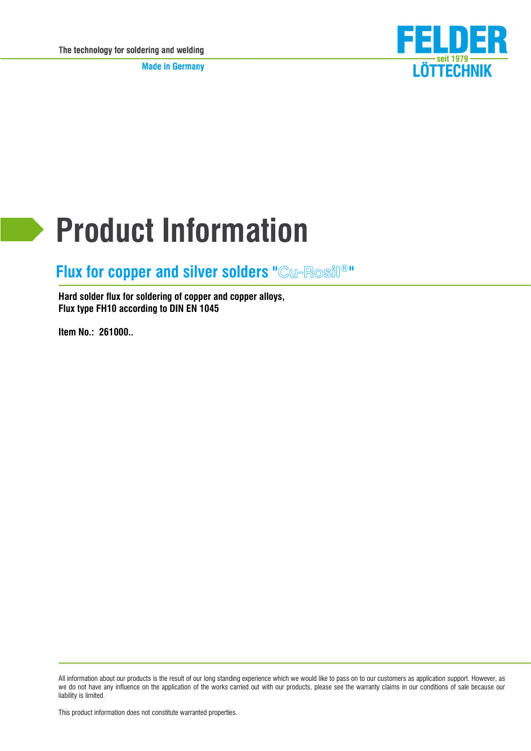The technology for soldering and welding

Made in Germany

FELDER
seit 1979
LÖTTECHNIK

# Product Information

## Flux for copper and silver solders "Cu-Rosil®"

**Hard solder flux for soldering of copper and copper alloys,**
**Flux type FH10 according to DIN EN 1045**

**Item No.: 261000..**

All information about our products is the result of our long standing experience which we would like to pass on to our customers as application support. However, as we do not have any influence on the application of the works carried out with our products, please see the warranty claims in our conditions of sale because our liability is limited.

This product information does not constitute warranted properties.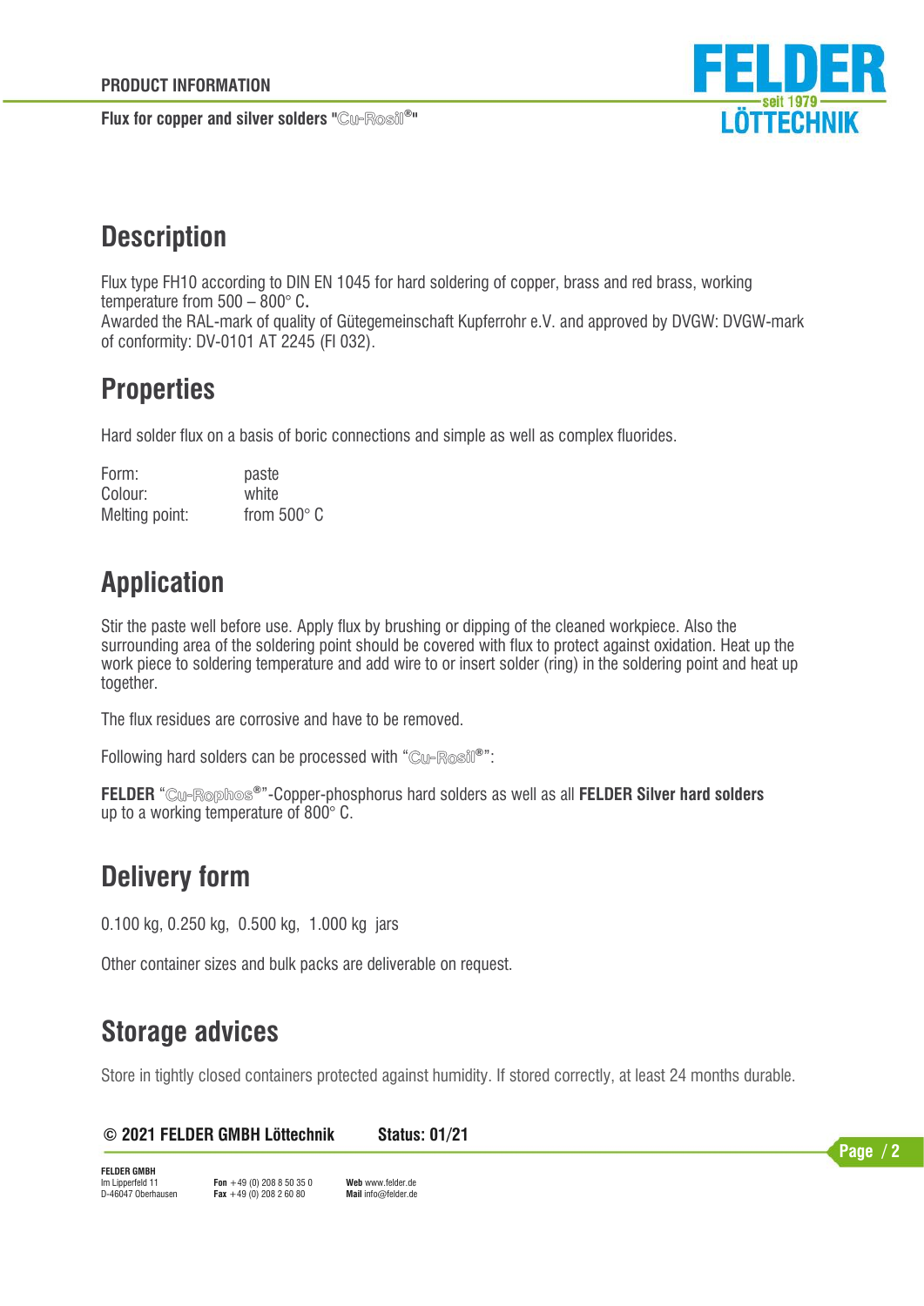# Description

Flux type FH10 according to DIN EN 1045 for hard soldering of copper, brass and red brass, working temperature from 500 – 800° C.
Awarded the RAL-mark of quality of Gütegemeinschaft Kupferrohr e.V. and approved by DVGW: DVGW-mark of conformity: DV-0101 AT 2245 (FI 032).

# Properties

Hard solder flux on a basis of boric connections and simple as well as complex fluorides.

| | |
|---|---|
| Form: | paste |
| Colour: | white |
| Melting point: | from 500° C |

# Application

Stir the paste well before use. Apply flux by brushing or dipping of the cleaned workpiece. Also the surrounding area of the soldering point should be covered with flux to protect against oxidation. Heat up the work piece to soldering temperature and add wire to or insert solder (ring) in the soldering point and heat up together.

The flux residues are corrosive and have to be removed.

Following hard solders can be processed with "Cu-Rosil®":

**FELDER** "Cu-Rophos®"-Copper-phosphorus hard solders as well as all **FELDER Silver hard solders** up to a working temperature of 800° C.

# Delivery form

0.100 kg, 0.250 kg, 0.500 kg, 1.000 kg jars

Other container sizes and bulk packs are deliverable on request.

# Storage advices

Store in tightly closed containers protected against humidity. If stored correctly, at least 24 months durable.

**© 2021 FELDER GMBH Löttechnik** **Status: 01/21**

**FELDER GMBH**
Im Lipperfeld 11
D-46047 Oberhausen

**Fon** +49 (0) 208 8 50 35 0
**Fax** +49 (0) 208 2 60 80

**Web** www.felder.de
**Mail** info@felder.de